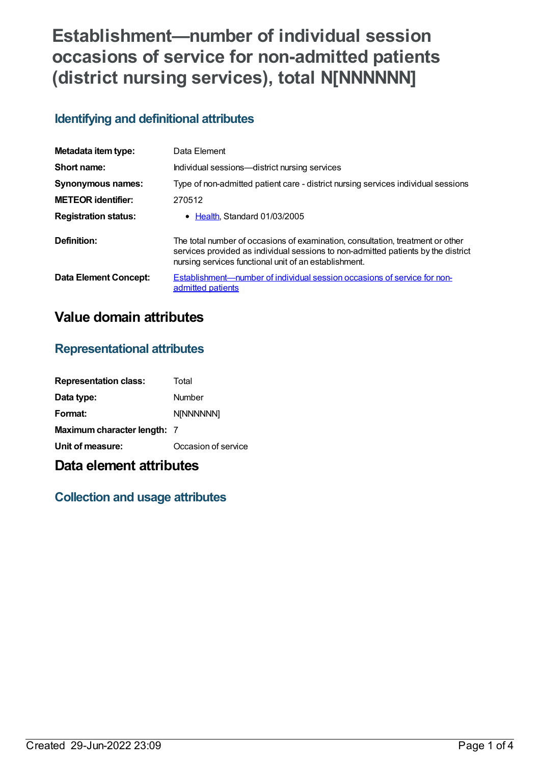# Establishment—number of individual session occasions of service for non-admitted patients (district nursing services), total N[NNNNNN]

## Identifying and definitional attributes

| | |
|---|---|
| **Metadata item type:** | Data Element |
| **Short name:** | Individual sessions—district nursing services |
| **Synonymous names:** | Type of non-admitted patient care - district nursing services individual sessions |
| **METEOR identifier:** | 270512 |
| **Registration status:** | • Health, Standard 01/03/2005 |
| **Definition:** | The total number of occasions of examination, consultation, treatment or other services provided as individual sessions to non-admitted patients by the district nursing services functional unit of an establishment. |
| **Data Element Concept:** | Establishment—number of individual session occasions of service for non-admitted patients |

# Value domain attributes

## Representational attributes

| | |
|---|---|
| **Representation class:** | Total |
| **Data type:** | Number |
| **Format:** | N[NNNNNN] |
| **Maximum character length:** | 7 |
| **Unit of measure:** | Occasion of service |

# Data element attributes

## Collection and usage attributes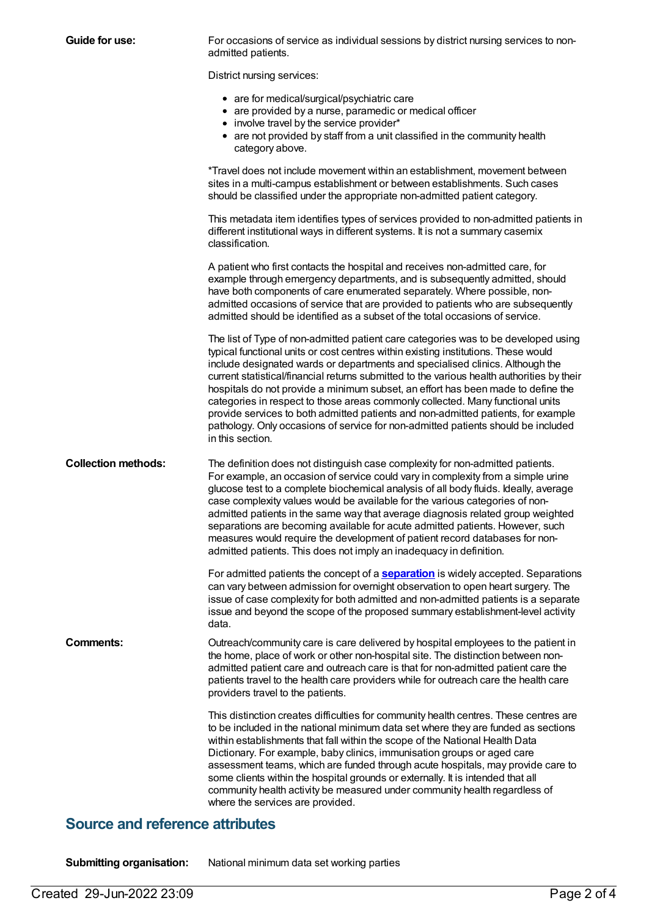**Guide for use:**

For occasions of service as individual sessions by district nursing services to non-admitted patients.

District nursing services:

- are for medical/surgical/psychiatric care
- are provided by a nurse, paramedic or medical officer
- involve travel by the service provider*
- are not provided by staff from a unit classified in the community health category above.

*Travel does not include movement within an establishment, movement between sites in a multi-campus establishment or between establishments. Such cases should be classified under the appropriate non-admitted patient category.

This metadata item identifies types of services provided to non-admitted patients in different institutional ways in different systems. It is not a summary casemix classification.

A patient who first contacts the hospital and receives non-admitted care, for example through emergency departments, and is subsequently admitted, should have both components of care enumerated separately. Where possible, non-admitted occasions of service that are provided to patients who are subsequently admitted should be identified as a subset of the total occasions of service.

The list of Type of non-admitted patient care categories was to be developed using typical functional units or cost centres within existing institutions. These would include designated wards or departments and specialised clinics. Although the current statistical/financial returns submitted to the various health authorities by their hospitals do not provide a minimum subset, an effort has been made to define the categories in respect to those areas commonly collected. Many functional units provide services to both admitted patients and non-admitted patients, for example pathology. Only occasions of service for non-admitted patients should be included in this section.

**Collection methods:**

The definition does not distinguish case complexity for non-admitted patients. For example, an occasion of service could vary in complexity from a simple urine glucose test to a complete biochemical analysis of all body fluids. Ideally, average case complexity values would be available for the various categories of non-admitted patients in the same way that average diagnosis related group weighted separations are becoming available for acute admitted patients. However, such measures would require the development of patient record databases for non-admitted patients. This does not imply an inadequacy in definition.

For admitted patients the concept of a **separation** is widely accepted. Separations can vary between admission for overnight observation to open heart surgery. The issue of case complexity for both admitted and non-admitted patients is a separate issue and beyond the scope of the proposed summary establishment-level activity data.

**Comments:**

Outreach/community care is care delivered by hospital employees to the patient in the home, place of work or other non-hospital site. The distinction between non-admitted patient care and outreach care is that for non-admitted patient care the patients travel to the health care providers while for outreach care the health care providers travel to the patients.

This distinction creates difficulties for community health centres. These centres are to be included in the national minimum data set where they are funded as sections within establishments that fall within the scope of the National Health Data Dictionary. For example, baby clinics, immunisation groups or aged care assessment teams, which are funded through acute hospitals, may provide care to some clients within the hospital grounds or externally. It is intended that all community health activity be measured under community health regardless of where the services are provided.

## Source and reference attributes

**Submitting organisation:** National minimum data set working parties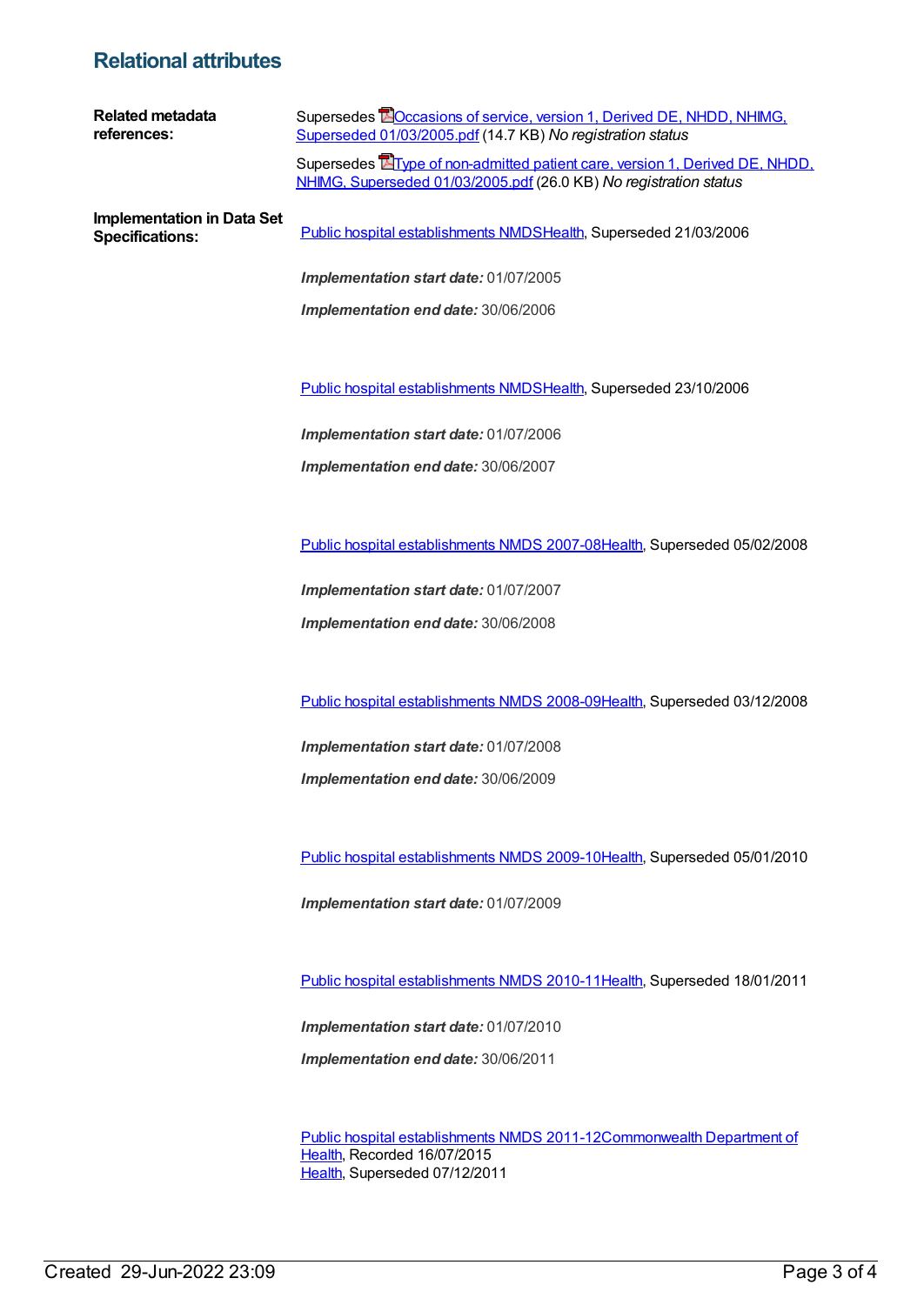## Relational attributes

**Related metadata references:**

Supersedes Occasions of service, version 1, Derived DE, NHDD, NHIMG, Superseded 01/03/2005.pdf (14.7 KB) *No registration status*

Supersedes Type of non-admitted patient care, version 1, Derived DE, NHDD, NHIMG, Superseded 01/03/2005.pdf (26.0 KB) *No registration status*

**Implementation in Data Set Specifications:**

Public hospital establishments NMDSHealth, Superseded 21/03/2006

***Implementation start date:*** 01/07/2005

***Implementation end date:*** 30/06/2006

Public hospital establishments NMDSHealth, Superseded 23/10/2006

***Implementation start date:*** 01/07/2006

***Implementation end date:*** 30/06/2007

Public hospital establishments NMDS 2007-08Health, Superseded 05/02/2008

***Implementation start date:*** 01/07/2007

***Implementation end date:*** 30/06/2008

Public hospital establishments NMDS 2008-09Health, Superseded 03/12/2008

***Implementation start date:*** 01/07/2008

***Implementation end date:*** 30/06/2009

Public hospital establishments NMDS 2009-10Health, Superseded 05/01/2010

***Implementation start date:*** 01/07/2009

Public hospital establishments NMDS 2010-11Health, Superseded 18/01/2011

***Implementation start date:*** 01/07/2010

***Implementation end date:*** 30/06/2011

Public hospital establishments NMDS 2011-12Commonwealth Department of Health, Recorded 16/07/2015
Health, Superseded 07/12/2011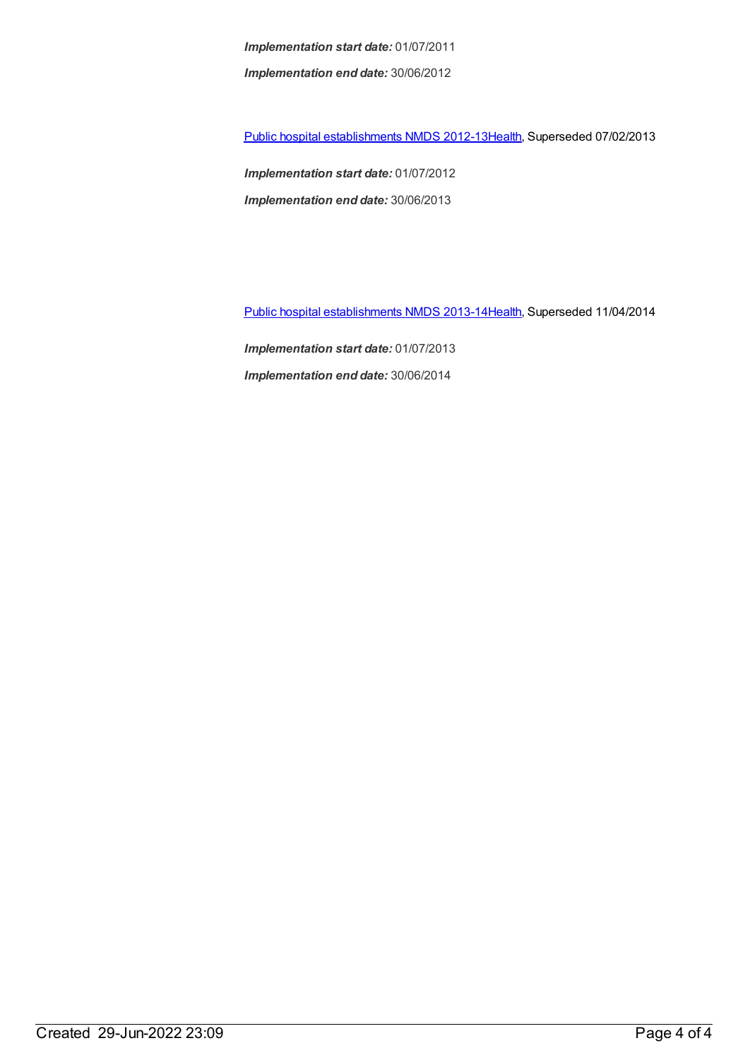***Implementation start date:*** 01/07/2011

***Implementation end date:*** 30/06/2012

Public hospital establishments NMDS 2012-13Health, Superseded 07/02/2013

***Implementation start date:*** 01/07/2012

***Implementation end date:*** 30/06/2013

Public hospital establishments NMDS 2013-14Health, Superseded 11/04/2014

***Implementation start date:*** 01/07/2013

***Implementation end date:*** 30/06/2014